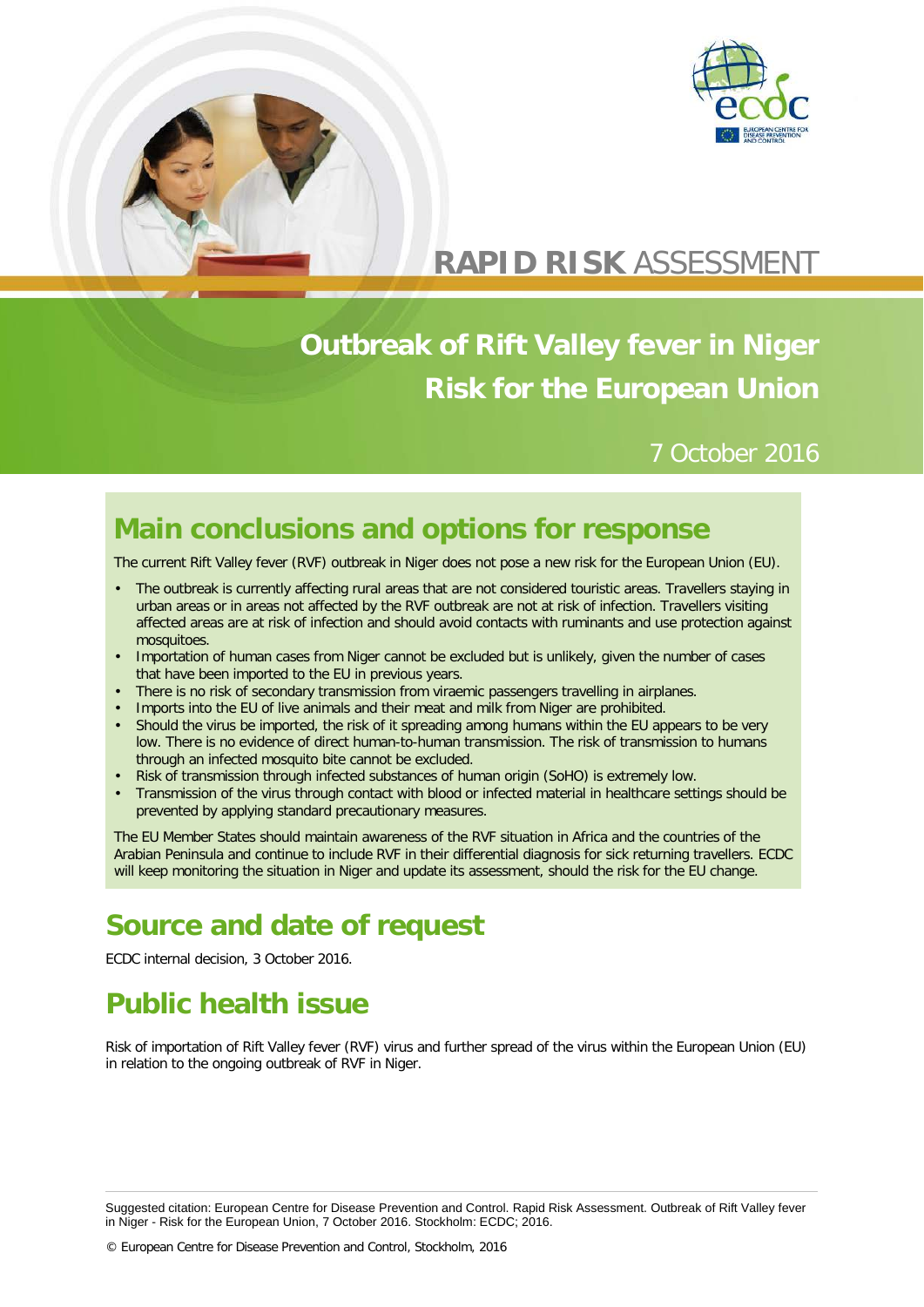RAPID RISK ASSESSMENT

# Outbreak of Rift Valley fever in Niger
# Risk for the European Union

7 October 2016

## Main conclusions and options for response

The current Rift Valley fever (RVF) outbreak in Niger does not pose a new risk for the European Union (EU).

- The outbreak is currently affecting rural areas that are not considered touristic areas. Travellers staying in urban areas or in areas not affected by the RVF outbreak are not at risk of infection. Travellers visiting affected areas are at risk of infection and should avoid contacts with ruminants and use protection against mosquitoes.
- Importation of human cases from Niger cannot be excluded but is unlikely, given the number of cases that have been imported to the EU in previous years.
- There is no risk of secondary transmission from viraemic passengers travelling in airplanes.
- Imports into the EU of live animals and their meat and milk from Niger are prohibited.
- Should the virus be imported, the risk of it spreading among humans within the EU appears to be very low. There is no evidence of direct human-to-human transmission. The risk of transmission to humans through an infected mosquito bite cannot be excluded.
- Risk of transmission through infected substances of human origin (SoHO) is extremely low.
- Transmission of the virus through contact with blood or infected material in healthcare settings should be prevented by applying standard precautionary measures.

The EU Member States should maintain awareness of the RVF situation in Africa and the countries of the Arabian Peninsula and continue to include RVF in their differential diagnosis for sick returning travellers. ECDC will keep monitoring the situation in Niger and update its assessment, should the risk for the EU change.

## Source and date of request

ECDC internal decision, 3 October 2016.

## Public health issue

Risk of importation of Rift Valley fever (RVF) virus and further spread of the virus within the European Union (EU) in relation to the ongoing outbreak of RVF in Niger.

Suggested citation: European Centre for Disease Prevention and Control. Rapid Risk Assessment. Outbreak of Rift Valley fever in Niger - Risk for the European Union, 7 October 2016. Stockholm: ECDC; 2016.

© European Centre for Disease Prevention and Control, Stockholm, 2016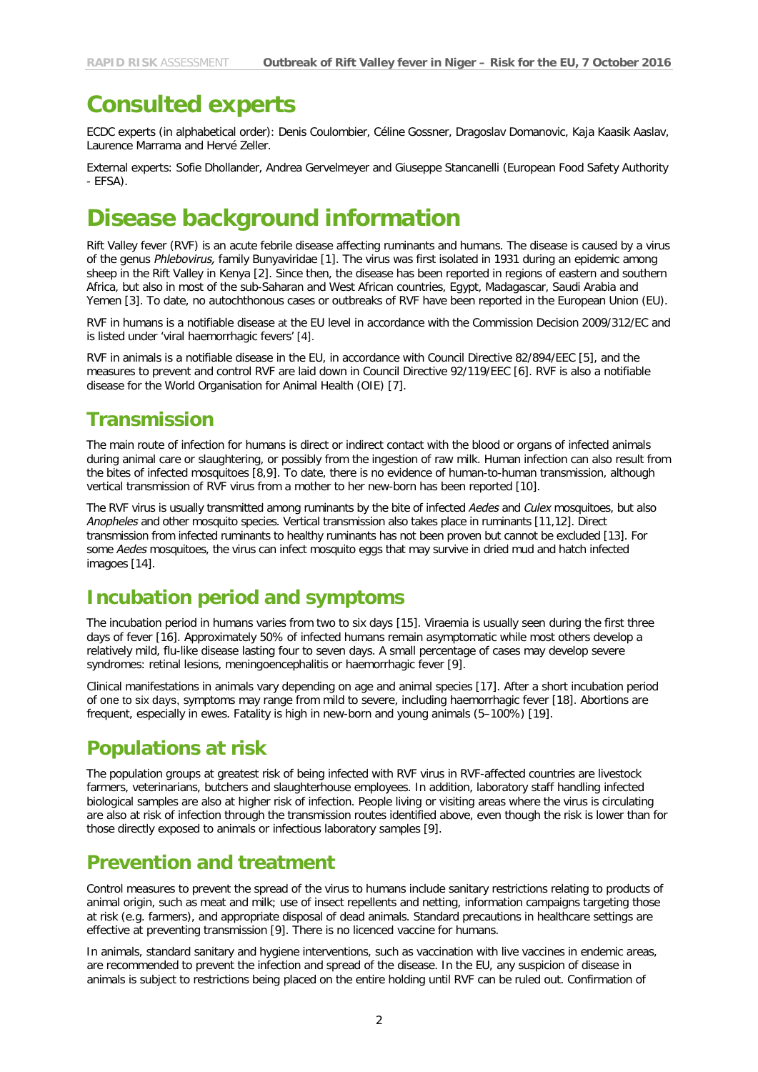# Consulted experts

ECDC experts (in alphabetical order): Denis Coulombier, Céline Gossner, Dragoslav Domanovic, Kaja Kaasik Aaslav, Laurence Marrama and Hervé Zeller.

External experts: Sofie Dhollander, Andrea Gervelmeyer and Giuseppe Stancanelli (European Food Safety Authority - EFSA).

# Disease background information

Rift Valley fever (RVF) is an acute febrile disease affecting ruminants and humans. The disease is caused by a virus of the genus *Phlebovirus,* family Bunyaviridae [1]. The virus was first isolated in 1931 during an epidemic among sheep in the Rift Valley in Kenya [2]. Since then, the disease has been reported in regions of eastern and southern Africa, but also in most of the sub-Saharan and West African countries, Egypt, Madagascar, Saudi Arabia and Yemen [3]. To date, no autochthonous cases or outbreaks of RVF have been reported in the European Union (EU).

RVF in humans is a notifiable disease at the EU level in accordance with the Commission Decision 2009/312/EC and is listed under 'viral haemorrhagic fevers' [4].

RVF in animals is a notifiable disease in the EU, in accordance with Council Directive 82/894/EEC [5], and the measures to prevent and control RVF are laid down in Council Directive 92/119/EEC [6]. RVF is also a notifiable disease for the World Organisation for Animal Health (OIE) [7].

## Transmission

The main route of infection for humans is direct or indirect contact with the blood or organs of infected animals during animal care or slaughtering, or possibly from the ingestion of raw milk. Human infection can also result from the bites of infected mosquitoes [8,9]. To date, there is no evidence of human-to-human transmission, although vertical transmission of RVF virus from a mother to her new-born has been reported [10].

The RVF virus is usually transmitted among ruminants by the bite of infected *Aedes* and *Culex* mosquitoes, but also *Anopheles* and other mosquito species. Vertical transmission also takes place in ruminants [11,12]. Direct transmission from infected ruminants to healthy ruminants has not been proven but cannot be excluded [13]. For some *Aedes* mosquitoes, the virus can infect mosquito eggs that may survive in dried mud and hatch infected imagoes [14].

## Incubation period and symptoms

The incubation period in humans varies from two to six days [15]. Viraemia is usually seen during the first three days of fever [16]. Approximately 50% of infected humans remain asymptomatic while most others develop a relatively mild, flu-like disease lasting four to seven days. A small percentage of cases may develop severe syndromes: retinal lesions, meningoencephalitis or haemorrhagic fever [9].

Clinical manifestations in animals vary depending on age and animal species [17]. After a short incubation period of one to six days, symptoms may range from mild to severe, including haemorrhagic fever [18]. Abortions are frequent, especially in ewes. Fatality is high in new-born and young animals (5–100%) [19].

## Populations at risk

The population groups at greatest risk of being infected with RVF virus in RVF-affected countries are livestock farmers, veterinarians, butchers and slaughterhouse employees. In addition, laboratory staff handling infected biological samples are also at higher risk of infection. People living or visiting areas where the virus is circulating are also at risk of infection through the transmission routes identified above, even though the risk is lower than for those directly exposed to animals or infectious laboratory samples [9].

## Prevention and treatment

Control measures to prevent the spread of the virus to humans include sanitary restrictions relating to products of animal origin, such as meat and milk; use of insect repellents and netting, information campaigns targeting those at risk (e.g. farmers), and appropriate disposal of dead animals. Standard precautions in healthcare settings are effective at preventing transmission [9]. There is no licenced vaccine for humans.

In animals, standard sanitary and hygiene interventions, such as vaccination with live vaccines in endemic areas, are recommended to prevent the infection and spread of the disease. In the EU, any suspicion of disease in animals is subject to restrictions being placed on the entire holding until RVF can be ruled out. Confirmation of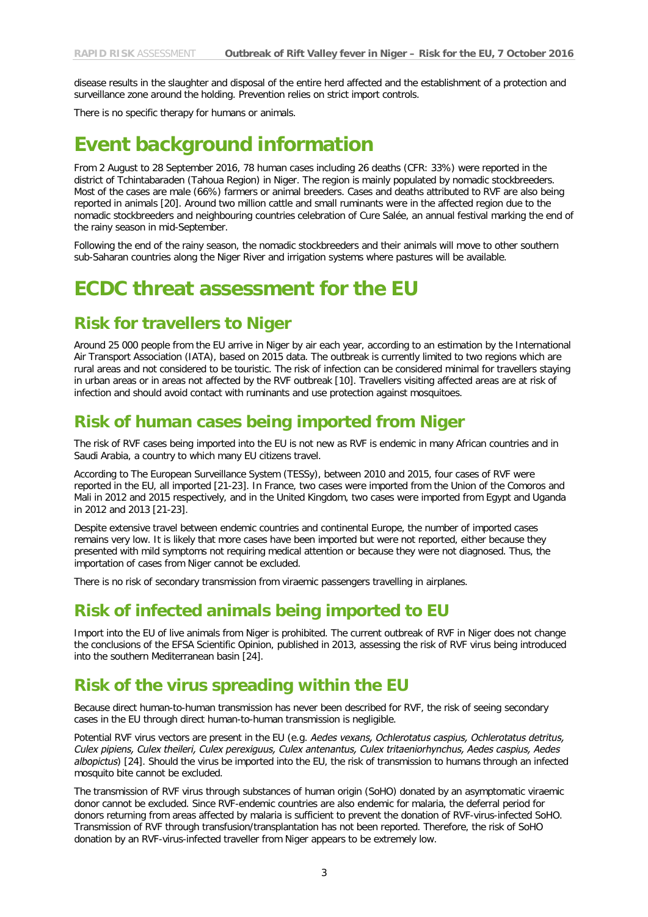disease results in the slaughter and disposal of the entire herd affected and the establishment of a protection and surveillance zone around the holding. Prevention relies on strict import controls.

There is no specific therapy for humans or animals.

# Event background information

From 2 August to 28 September 2016, 78 human cases including 26 deaths (CFR: 33%) were reported in the district of Tchintabaraden (Tahoua Region) in Niger. The region is mainly populated by nomadic stockbreeders. Most of the cases are male (66%) farmers or animal breeders. Cases and deaths attributed to RVF are also being reported in animals [20]. Around two million cattle and small ruminants were in the affected region due to the nomadic stockbreeders and neighbouring countries celebration of Cure Salée, an annual festival marking the end of the rainy season in mid-September.

Following the end of the rainy season, the nomadic stockbreeders and their animals will move to other southern sub-Saharan countries along the Niger River and irrigation systems where pastures will be available.

# ECDC threat assessment for the EU

## Risk for travellers to Niger

Around 25 000 people from the EU arrive in Niger by air each year, according to an estimation by the International Air Transport Association (IATA), based on 2015 data. The outbreak is currently limited to two regions which are rural areas and not considered to be touristic. The risk of infection can be considered minimal for travellers staying in urban areas or in areas not affected by the RVF outbreak [10]. Travellers visiting affected areas are at risk of infection and should avoid contact with ruminants and use protection against mosquitoes.

## Risk of human cases being imported from Niger

The risk of RVF cases being imported into the EU is not new as RVF is endemic in many African countries and in Saudi Arabia, a country to which many EU citizens travel.

According to The European Surveillance System (TESSy), between 2010 and 2015, four cases of RVF were reported in the EU, all imported [21-23]. In France, two cases were imported from the Union of the Comoros and Mali in 2012 and 2015 respectively, and in the United Kingdom, two cases were imported from Egypt and Uganda in 2012 and 2013 [21-23].

Despite extensive travel between endemic countries and continental Europe, the number of imported cases remains very low. It is likely that more cases have been imported but were not reported, either because they presented with mild symptoms not requiring medical attention or because they were not diagnosed. Thus, the importation of cases from Niger cannot be excluded.

There is no risk of secondary transmission from viraemic passengers travelling in airplanes.

## Risk of infected animals being imported to EU

Import into the EU of live animals from Niger is prohibited. The current outbreak of RVF in Niger does not change the conclusions of the EFSA Scientific Opinion, published in 2013, assessing the risk of RVF virus being introduced into the southern Mediterranean basin [24].

## Risk of the virus spreading within the EU

Because direct human-to-human transmission has never been described for RVF, the risk of seeing secondary cases in the EU through direct human-to-human transmission is negligible.

Potential RVF virus vectors are present in the EU (e.g. *Aedes vexans, Ochlerotatus caspius, Ochlerotatus detritus, Culex pipiens, Culex theileri, Culex perexiguus, Culex antenantus, Culex tritaeniorhynchus, Aedes caspius, Aedes albopictus*) [24]. Should the virus be imported into the EU, the risk of transmission to humans through an infected mosquito bite cannot be excluded.

The transmission of RVF virus through substances of human origin (SoHO) donated by an asymptomatic viraemic donor cannot be excluded. Since RVF-endemic countries are also endemic for malaria, the deferral period for donors returning from areas affected by malaria is sufficient to prevent the donation of RVF-virus-infected SoHO. Transmission of RVF through transfusion/transplantation has not been reported. Therefore, the risk of SoHO donation by an RVF-virus-infected traveller from Niger appears to be extremely low.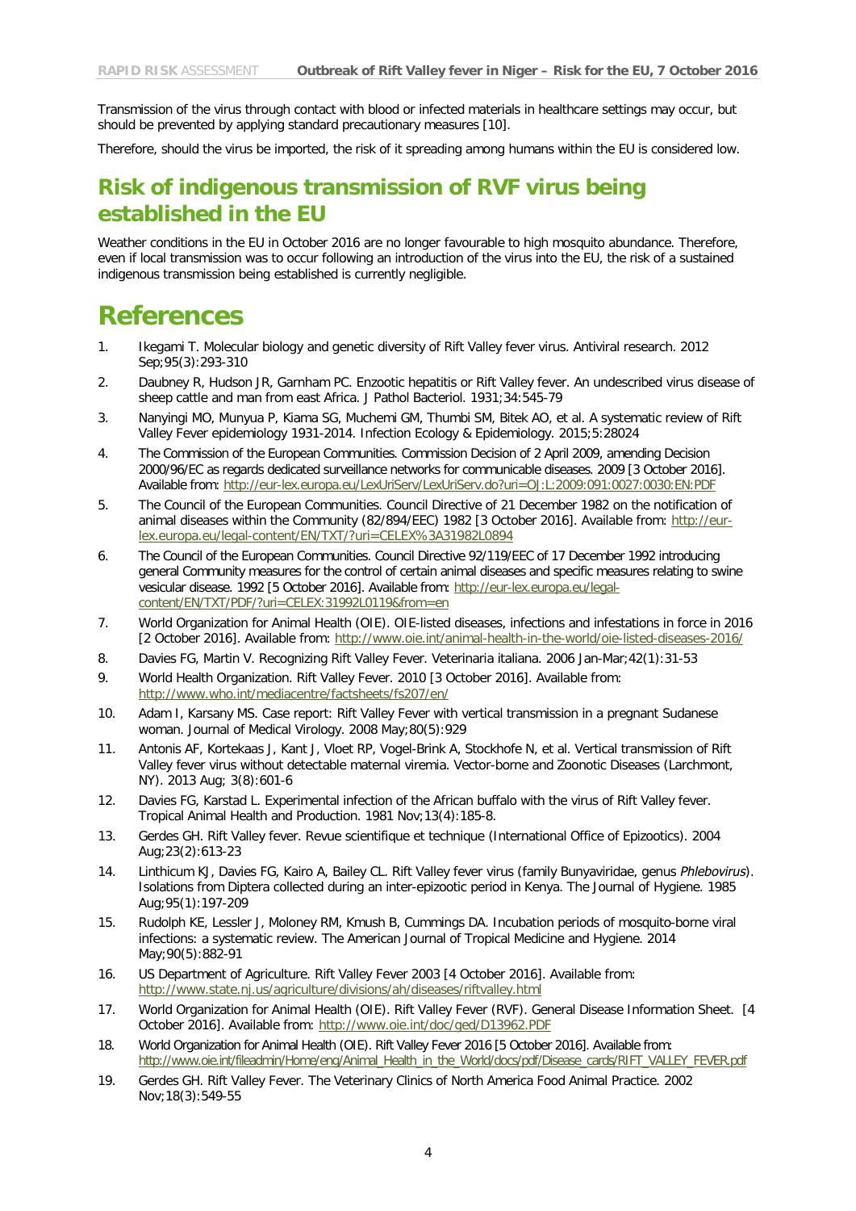Transmission of the virus through contact with blood or infected materials in healthcare settings may occur, but should be prevented by applying standard precautionary measures [10].

Therefore, should the virus be imported, the risk of it spreading among humans within the EU is considered low.

## Risk of indigenous transmission of RVF virus being established in the EU

Weather conditions in the EU in October 2016 are no longer favourable to high mosquito abundance. Therefore, even if local transmission was to occur following an introduction of the virus into the EU, the risk of a sustained indigenous transmission being established is currently negligible.

# References

1. Ikegami T. Molecular biology and genetic diversity of Rift Valley fever virus. Antiviral research. 2012 Sep;95(3):293-310
2. Daubney R, Hudson JR, Garnham PC. Enzootic hepatitis or Rift Valley fever. An undescribed virus disease of sheep cattle and man from east Africa. J Pathol Bacteriol. 1931;34:545-79
3. Nanyingi MO, Munyua P, Kiama SG, Muchemi GM, Thumbi SM, Bitek AO, et al. A systematic review of Rift Valley Fever epidemiology 1931-2014. Infection Ecology & Epidemiology. 2015;5:28024
4. The Commission of the European Communities. Commission Decision of 2 April 2009, amending Decision 2000/96/EC as regards dedicated surveillance networks for communicable diseases. 2009 [3 October 2016]. Available from: http://eur-lex.europa.eu/LexUriServ/LexUriServ.do?uri=OJ:L:2009:091:0027:0030:EN:PDF
5. The Council of the European Communities. Council Directive of 21 December 1982 on the notification of animal diseases within the Community (82/894/EEC) 1982 [3 October 2016]. Available from: http://eur-lex.europa.eu/legal-content/EN/TXT/?uri=CELEX%3A31982L0894
6. The Council of the European Communities. Council Directive 92/119/EEC of 17 December 1992 introducing general Community measures for the control of certain animal diseases and specific measures relating to swine vesicular disease. 1992 [5 October 2016]. Available from: http://eur-lex.europa.eu/legal-content/EN/TXT/PDF/?uri=CELEX:31992L0119&from=en
7. World Organization for Animal Health (OIE). OIE-listed diseases, infections and infestations in force in 2016 [2 October 2016]. Available from: http://www.oie.int/animal-health-in-the-world/oie-listed-diseases-2016/
8. Davies FG, Martin V. Recognizing Rift Valley Fever. Veterinaria italiana. 2006 Jan-Mar;42(1):31-53
9. World Health Organization. Rift Valley Fever. 2010 [3 October 2016]. Available from: http://www.who.int/mediacentre/factsheets/fs207/en/
10. Adam I, Karsany MS. Case report: Rift Valley Fever with vertical transmission in a pregnant Sudanese woman. Journal of Medical Virology. 2008 May;80(5):929
11. Antonis AF, Kortekaas J, Kant J, Vloet RP, Vogel-Brink A, Stockhofe N, et al. Vertical transmission of Rift Valley fever virus without detectable maternal viremia. Vector-borne and Zoonotic Diseases (Larchmont, NY). 2013 Aug; 3(8):601-6
12. Davies FG, Karstad L. Experimental infection of the African buffalo with the virus of Rift Valley fever. Tropical Animal Health and Production. 1981 Nov;13(4):185-8.
13. Gerdes GH. Rift Valley fever. Revue scientifique et technique (International Office of Epizootics). 2004 Aug;23(2):613-23
14. Linthicum KJ, Davies FG, Kairo A, Bailey CL. Rift Valley fever virus (family Bunyaviridae, genus *Phlebovirus*). Isolations from Diptera collected during an inter-epizootic period in Kenya. The Journal of Hygiene. 1985 Aug;95(1):197-209
15. Rudolph KE, Lessler J, Moloney RM, Kmush B, Cummings DA. Incubation periods of mosquito-borne viral infections: a systematic review. The American Journal of Tropical Medicine and Hygiene. 2014 May;90(5):882-91
16. US Department of Agriculture. Rift Valley Fever 2003 [4 October 2016]. Available from: http://www.state.nj.us/agriculture/divisions/ah/diseases/riftvalley.html
17. World Organization for Animal Health (OIE). Rift Valley Fever (RVF). General Disease Information Sheet. [4 October 2016]. Available from: http://www.oie.int/doc/ged/D13962.PDF
18. World Organization for Animal Health (OIE). Rift Valley Fever 2016 [5 October 2016]. Available from: http://www.oie.int/fileadmin/Home/eng/Animal_Health_in_the_World/docs/pdf/Disease_cards/RIFT_VALLEY_FEVER.pdf
19. Gerdes GH. Rift Valley Fever. The Veterinary Clinics of North America Food Animal Practice. 2002 Nov;18(3):549-55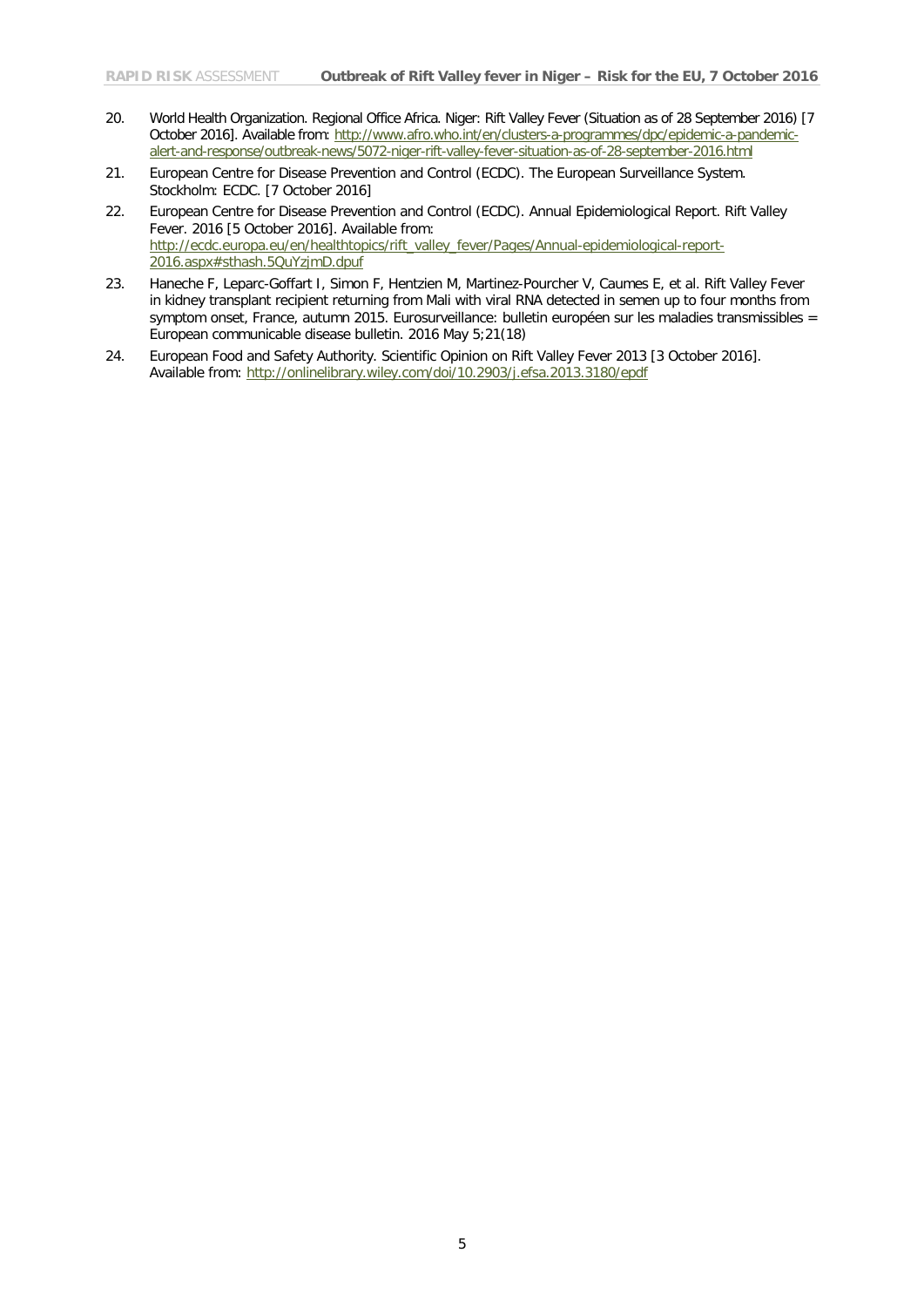20. World Health Organization. Regional Office Africa. Niger: Rift Valley Fever (Situation as of 28 September 2016) [7 October 2016]. Available from: http://www.afro.who.int/en/clusters-a-programmes/dpc/epidemic-a-pandemic-alert-and-response/outbreak-news/5072-niger-rift-valley-fever-situation-as-of-28-september-2016.html
21. European Centre for Disease Prevention and Control (ECDC). The European Surveillance System. Stockholm: ECDC. [7 October 2016]
22. European Centre for Disease Prevention and Control (ECDC). Annual Epidemiological Report. Rift Valley Fever. 2016 [5 October 2016]. Available from: http://ecdc.europa.eu/en/healthtopics/rift_valley_fever/Pages/Annual-epidemiological-report-2016.aspx#sthash.5QuYzjmD.dpuf
23. Haneche F, Leparc-Goffart I, Simon F, Hentzien M, Martinez-Pourcher V, Caumes E, et al. Rift Valley Fever in kidney transplant recipient returning from Mali with viral RNA detected in semen up to four months from symptom onset, France, autumn 2015. Eurosurveillance: bulletin européen sur les maladies transmissibles = European communicable disease bulletin. 2016 May 5;21(18)
24. European Food and Safety Authority. Scientific Opinion on Rift Valley Fever 2013 [3 October 2016]. Available from: http://onlinelibrary.wiley.com/doi/10.2903/j.efsa.2013.3180/epdf